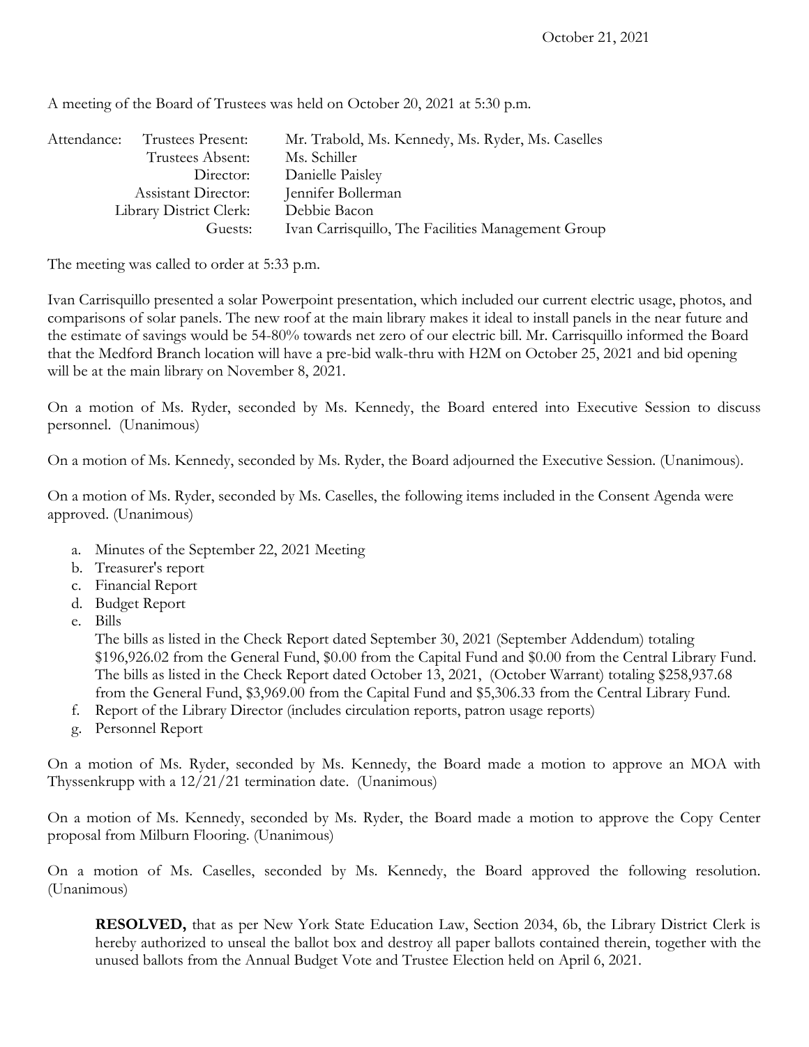October 21, 2021

A meeting of the Board of Trustees was held on October 20, 2021 at 5:30 p.m.

| Attendance: | Trustees Present: | Mr. Trabold, Ms. Kennedy, Ms. Ryder, Ms. Caselles |
|---|---|---|
| | Trustees Absent: | Ms. Schiller |
| | Director: | Danielle Paisley |
| | Assistant Director: | Jennifer Bollerman |
| | Library District Clerk: | Debbie Bacon |
| | Guests: | Ivan Carrisquillo, The Facilities Management Group |

The meeting was called to order at 5:33 p.m.

Ivan Carrisquillo presented a solar Powerpoint presentation, which included our current electric usage, photos, and comparisons of solar panels. The new roof at the main library makes it ideal to install panels in the near future and the estimate of savings would be 54-80% towards net zero of our electric bill. Mr. Carrisquillo informed the Board that the Medford Branch location will have a pre-bid walk-thru with H2M on October 25, 2021 and bid opening will be at the main library on November 8, 2021.

On a motion of Ms. Ryder, seconded by Ms. Kennedy, the Board entered into Executive Session to discuss personnel. (Unanimous)

On a motion of Ms. Kennedy, seconded by Ms. Ryder, the Board adjourned the Executive Session. (Unanimous).

On a motion of Ms. Ryder, seconded by Ms. Caselles, the following items included in the Consent Agenda were approved. (Unanimous)

a. Minutes of the September 22, 2021 Meeting
b. Treasurer's report
c. Financial Report
d. Budget Report
e. Bills
   The bills as listed in the Check Report dated September 30, 2021 (September Addendum) totaling $196,926.02 from the General Fund, $0.00 from the Capital Fund and $0.00 from the Central Library Fund. The bills as listed in the Check Report dated October 13, 2021, (October Warrant) totaling $258,937.68 from the General Fund, $3,969.00 from the Capital Fund and $5,306.33 from the Central Library Fund.
f. Report of the Library Director (includes circulation reports, patron usage reports)
g. Personnel Report

On a motion of Ms. Ryder, seconded by Ms. Kennedy, the Board made a motion to approve an MOA with Thyssenkrupp with a 12/21/21 termination date. (Unanimous)

On a motion of Ms. Kennedy, seconded by Ms. Ryder, the Board made a motion to approve the Copy Center proposal from Milburn Flooring. (Unanimous)

On a motion of Ms. Caselles, seconded by Ms. Kennedy, the Board approved the following resolution. (Unanimous)

> **RESOLVED,** that as per New York State Education Law, Section 2034, 6b, the Library District Clerk is hereby authorized to unseal the ballot box and destroy all paper ballots contained therein, together with the unused ballots from the Annual Budget Vote and Trustee Election held on April 6, 2021.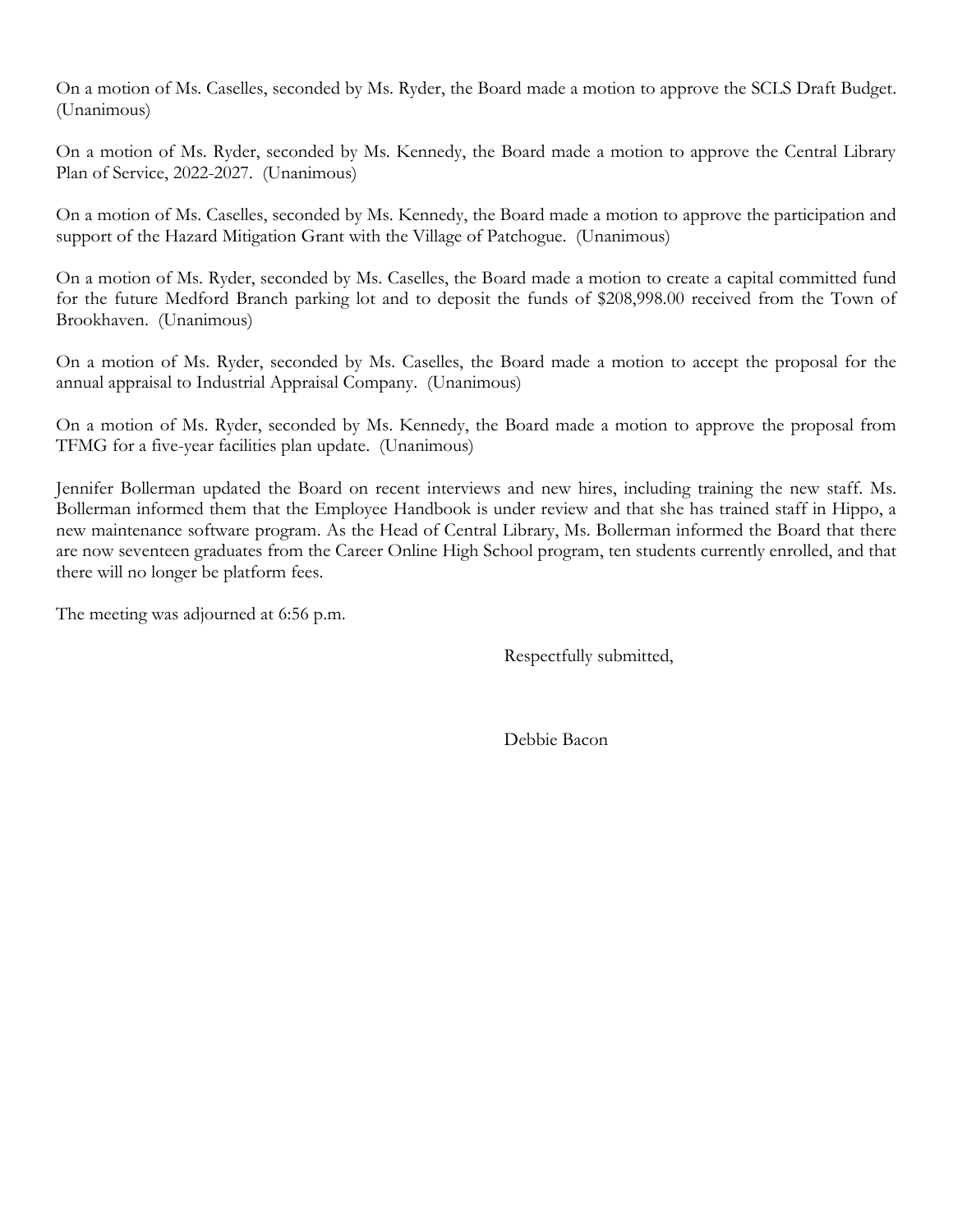On a motion of Ms. Caselles, seconded by Ms. Ryder, the Board made a motion to approve the SCLS Draft Budget. (Unanimous)

On a motion of Ms. Ryder, seconded by Ms. Kennedy, the Board made a motion to approve the Central Library Plan of Service, 2022-2027. (Unanimous)

On a motion of Ms. Caselles, seconded by Ms. Kennedy, the Board made a motion to approve the participation and support of the Hazard Mitigation Grant with the Village of Patchogue. (Unanimous)

On a motion of Ms. Ryder, seconded by Ms. Caselles, the Board made a motion to create a capital committed fund for the future Medford Branch parking lot and to deposit the funds of $208,998.00 received from the Town of Brookhaven. (Unanimous)

On a motion of Ms. Ryder, seconded by Ms. Caselles, the Board made a motion to accept the proposal for the annual appraisal to Industrial Appraisal Company. (Unanimous)

On a motion of Ms. Ryder, seconded by Ms. Kennedy, the Board made a motion to approve the proposal from TFMG for a five-year facilities plan update. (Unanimous)

Jennifer Bollerman updated the Board on recent interviews and new hires, including training the new staff. Ms. Bollerman informed them that the Employee Handbook is under review and that she has trained staff in Hippo, a new maintenance software program. As the Head of Central Library, Ms. Bollerman informed the Board that there are now seventeen graduates from the Career Online High School program, ten students currently enrolled, and that there will no longer be platform fees.

The meeting was adjourned at 6:56 p.m.

Respectfully submitted,

Debbie Bacon